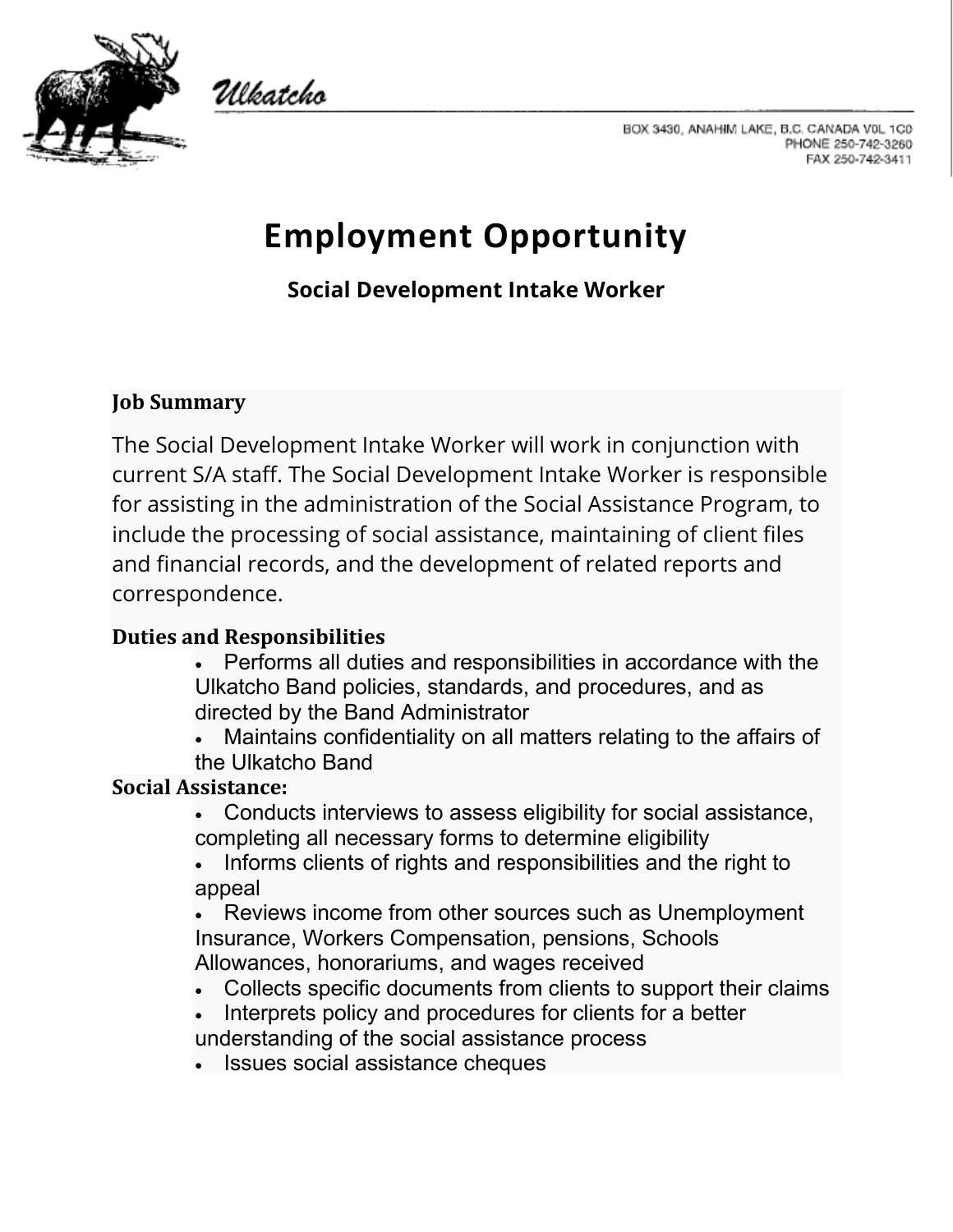Ulkatcho

BOX 3430, ANAHIM LAKE, B.C. CANADA V0L 1C0
PHONE 250-742-3260
FAX 250-742-3411

# Employment Opportunity

## Social Development Intake Worker

**Job Summary**

The Social Development Intake Worker will work in conjunction with current S/A staff. The Social Development Intake Worker is responsible for assisting in the administration of the Social Assistance Program, to include the processing of social assistance, maintaining of client files and financial records, and the development of related reports and correspondence.

**Duties and Responsibilities**

- Performs all duties and responsibilities in accordance with the Ulkatcho Band policies, standards, and procedures, and as directed by the Band Administrator
- Maintains confidentiality on all matters relating to the affairs of the Ulkatcho Band

**Social Assistance:**

- Conducts interviews to assess eligibility for social assistance, completing all necessary forms to determine eligibility
- Informs clients of rights and responsibilities and the right to appeal
- Reviews income from other sources such as Unemployment Insurance, Workers Compensation, pensions, Schools Allowances, honorariums, and wages received
- Collects specific documents from clients to support their claims
- Interprets policy and procedures for clients for a better understanding of the social assistance process
- Issues social assistance cheques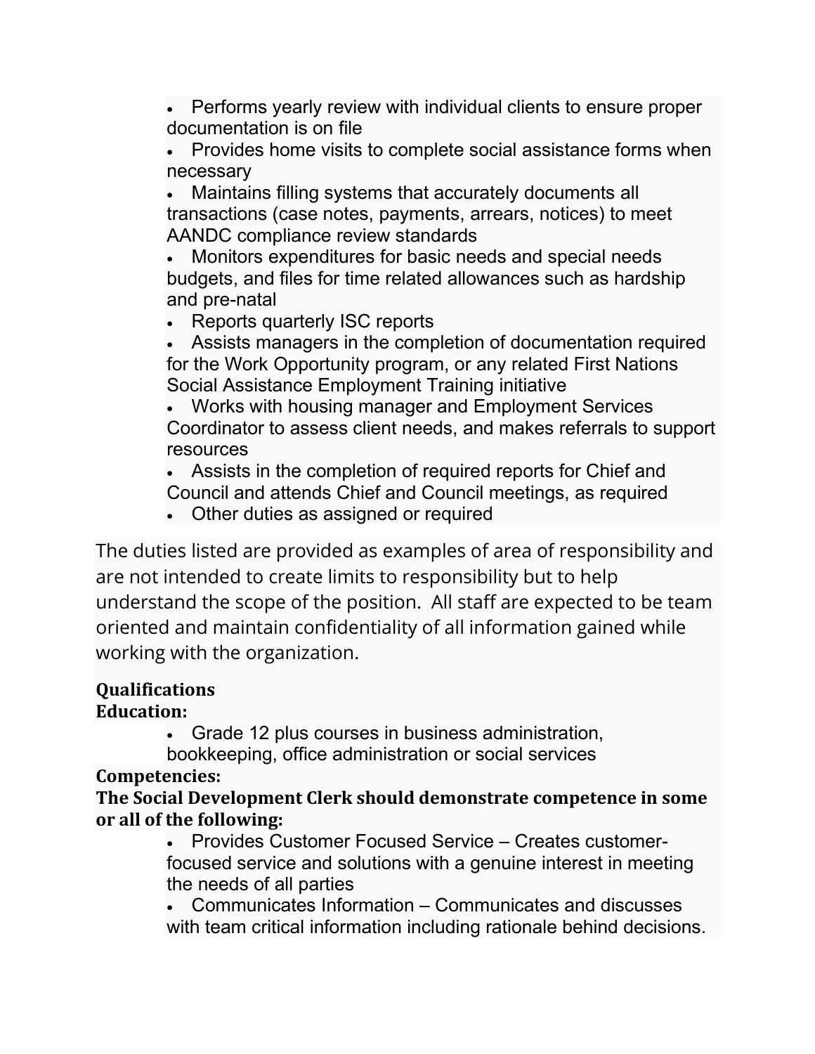- Performs yearly review with individual clients to ensure proper documentation is on file
- Provides home visits to complete social assistance forms when necessary
- Maintains filling systems that accurately documents all transactions (case notes, payments, arrears, notices) to meet AANDC compliance review standards
- Monitors expenditures for basic needs and special needs budgets, and files for time related allowances such as hardship and pre-natal
- Reports quarterly ISC reports
- Assists managers in the completion of documentation required for the Work Opportunity program, or any related First Nations Social Assistance Employment Training initiative
- Works with housing manager and Employment Services Coordinator to assess client needs, and makes referrals to support resources
- Assists in the completion of required reports for Chief and Council and attends Chief and Council meetings, as required
- Other duties as assigned or required

The duties listed are provided as examples of area of responsibility and are not intended to create limits to responsibility but to help understand the scope of the position. All staff are expected to be team oriented and maintain confidentiality of all information gained while working with the organization.

**Qualifications**

**Education:**

- Grade 12 plus courses in business administration, bookkeeping, office administration or social services

**Competencies:**

**The Social Development Clerk should demonstrate competence in some or all of the following:**

- Provides Customer Focused Service – Creates customer-focused service and solutions with a genuine interest in meeting the needs of all parties
- Communicates Information – Communicates and discusses with team critical information including rationale behind decisions.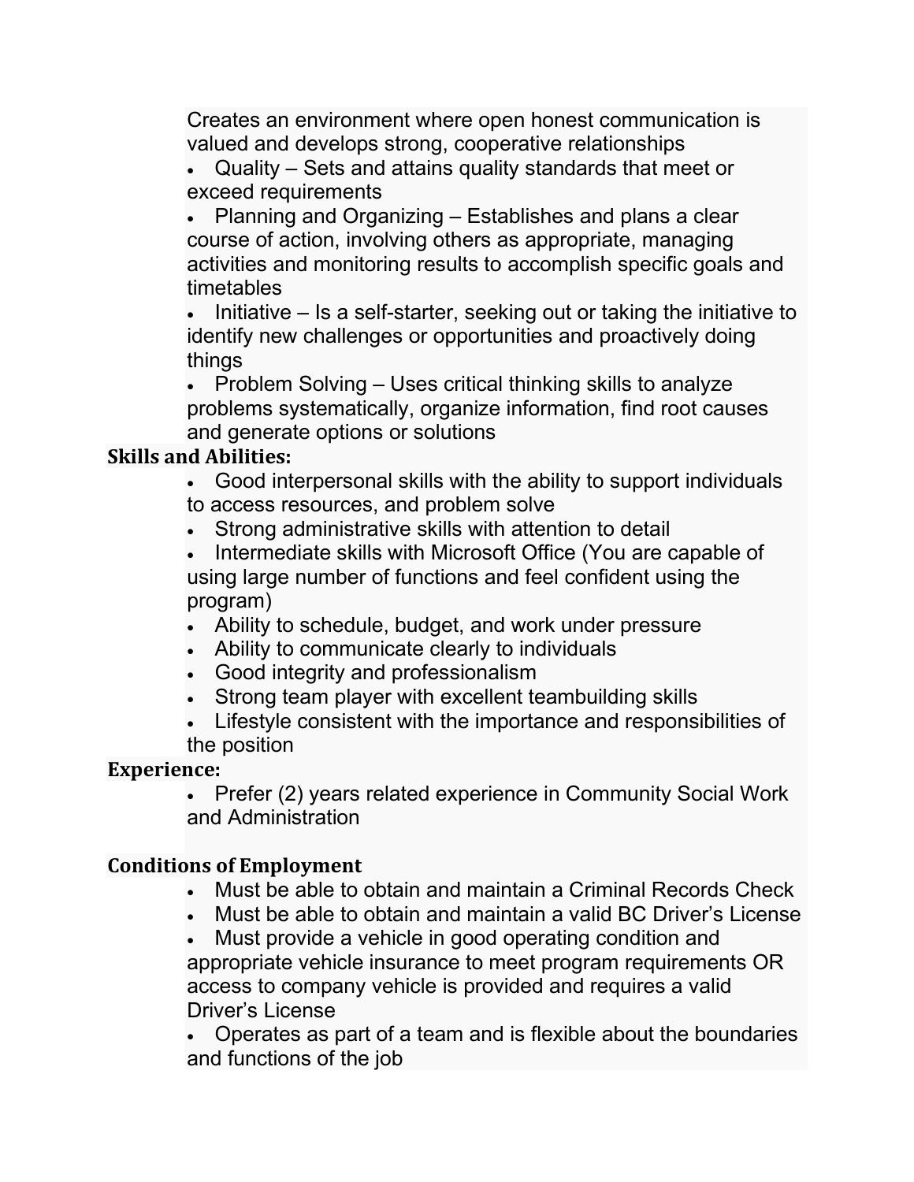Creates an environment where open honest communication is valued and develops strong, cooperative relationships

- Quality – Sets and attains quality standards that meet or exceed requirements
- Planning and Organizing – Establishes and plans a clear course of action, involving others as appropriate, managing activities and monitoring results to accomplish specific goals and timetables
- Initiative – Is a self-starter, seeking out or taking the initiative to identify new challenges or opportunities and proactively doing things
- Problem Solving – Uses critical thinking skills to analyze problems systematically, organize information, find root causes and generate options or solutions

**Skills and Abilities:**

- Good interpersonal skills with the ability to support individuals to access resources, and problem solve
- Strong administrative skills with attention to detail
- Intermediate skills with Microsoft Office (You are capable of using large number of functions and feel confident using the program)
- Ability to schedule, budget, and work under pressure
- Ability to communicate clearly to individuals
- Good integrity and professionalism
- Strong team player with excellent teambuilding skills
- Lifestyle consistent with the importance and responsibilities of the position

**Experience:**

- Prefer (2) years related experience in Community Social Work and Administration

**Conditions of Employment**

- Must be able to obtain and maintain a Criminal Records Check
- Must be able to obtain and maintain a valid BC Driver's License
- Must provide a vehicle in good operating condition and appropriate vehicle insurance to meet program requirements OR access to company vehicle is provided and requires a valid Driver's License
- Operates as part of a team and is flexible about the boundaries and functions of the job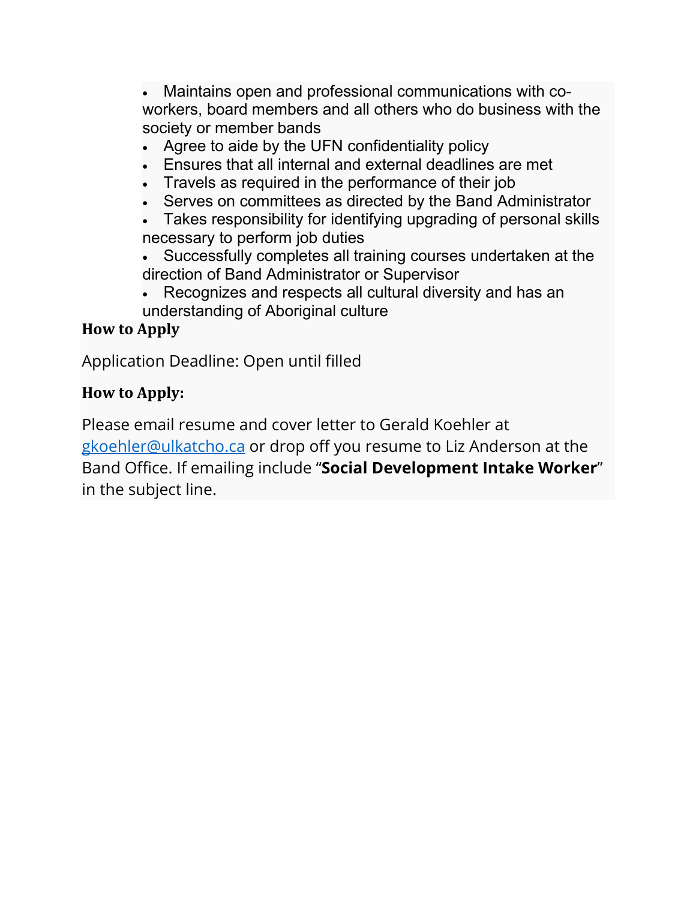- Maintains open and professional communications with co-workers, board members and all others who do business with the society or member bands
- Agree to aide by the UFN confidentiality policy
- Ensures that all internal and external deadlines are met
- Travels as required in the performance of their job
- Serves on committees as directed by the Band Administrator
- Takes responsibility for identifying upgrading of personal skills necessary to perform job duties
- Successfully completes all training courses undertaken at the direction of Band Administrator or Supervisor
- Recognizes and respects all cultural diversity and has an understanding of Aboriginal culture

## How to Apply

Application Deadline: Open until filled

**How to Apply:**

Please email resume and cover letter to Gerald Koehler at gkoehler@ulkatcho.ca or drop off you resume to Liz Anderson at the Band Office. If emailing include "**Social Development Intake Worker**" in the subject line.